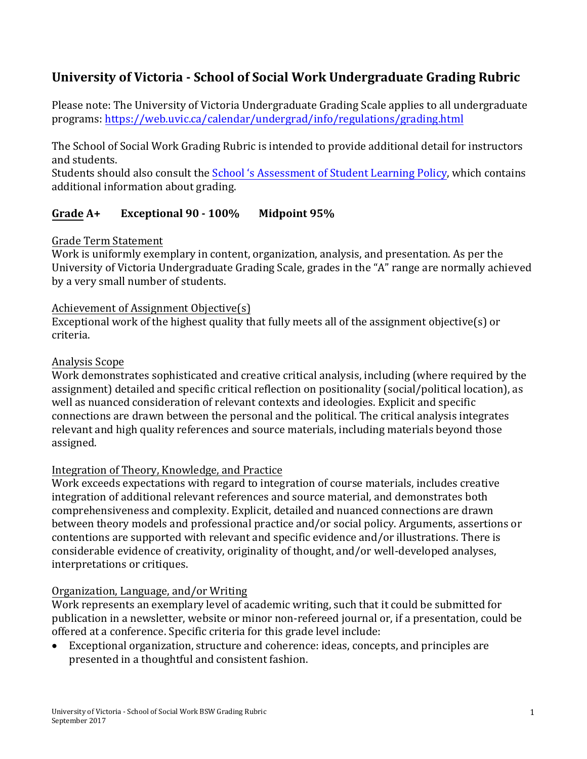# University of Victoria - School of Social Work Undergraduate Grading Rubric

Please note: The University of Victoria Undergraduate Grading Scale applies to all undergraduate programs: [https://web.uvic.ca/calendar/undergrad/info/regulations/grading.html](https://web.uvic.ca/calendar/undergrad/info/regulations/grading.html)

The School of Social Work Grading Rubric is intended to provide additional detail for instructors and students.
Students should also consult the School 's Assessment of Student Learning Policy, which contains additional information about grading.

## Grade A+    Exceptional 90 - 100%    Midpoint 95%

Grade Term Statement
Work is uniformly exemplary in content, organization, analysis, and presentation. As per the University of Victoria Undergraduate Grading Scale, grades in the "A" range are normally achieved by a very small number of students.

Achievement of Assignment Objective(s)
Exceptional work of the highest quality that fully meets all of the assignment objective(s) or criteria.

Analysis Scope
Work demonstrates sophisticated and creative critical analysis, including (where required by the assignment) detailed and specific critical reflection on positionality (social/political location), as well as nuanced consideration of relevant contexts and ideologies. Explicit and specific connections are drawn between the personal and the political. The critical analysis integrates relevant and high quality references and source materials, including materials beyond those assigned.

Integration of Theory, Knowledge, and Practice
Work exceeds expectations with regard to integration of course materials, includes creative integration of additional relevant references and source material, and demonstrates both comprehensiveness and complexity. Explicit, detailed and nuanced connections are drawn between theory models and professional practice and/or social policy. Arguments, assertions or contentions are supported with relevant and specific evidence and/or illustrations. There is considerable evidence of creativity, originality of thought, and/or well-developed analyses, interpretations or critiques.

Organization, Language, and/or Writing
Work represents an exemplary level of academic writing, such that it could be submitted for publication in a newsletter, website or minor non-refereed journal or, if a presentation, could be offered at a conference. Specific criteria for this grade level include:

- Exceptional organization, structure and coherence: ideas, concepts, and principles are presented in a thoughtful and consistent fashion.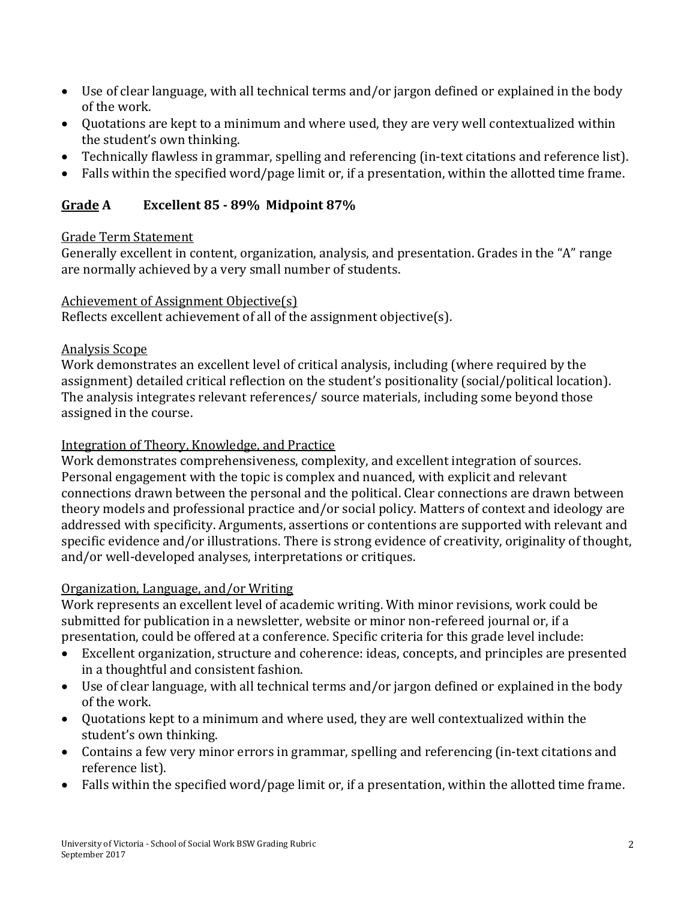- Use of clear language, with all technical terms and/or jargon defined or explained in the body of the work.
- Quotations are kept to a minimum and where used, they are very well contextualized within the student's own thinking.
- Technically flawless in grammar, spelling and referencing (in-text citations and reference list).
- Falls within the specified word/page limit or, if a presentation, within the allotted time frame.

## Grade A    Excellent 85 - 89%  Midpoint 87%

Grade Term Statement
Generally excellent in content, organization, analysis, and presentation. Grades in the "A" range are normally achieved by a very small number of students.

Achievement of Assignment Objective(s)
Reflects excellent achievement of all of the assignment objective(s).

Analysis Scope
Work demonstrates an excellent level of critical analysis, including (where required by the assignment) detailed critical reflection on the student's positionality (social/political location). The analysis integrates relevant references/ source materials, including some beyond those assigned in the course.

Integration of Theory, Knowledge, and Practice
Work demonstrates comprehensiveness, complexity, and excellent integration of sources. Personal engagement with the topic is complex and nuanced, with explicit and relevant connections drawn between the personal and the political. Clear connections are drawn between theory models and professional practice and/or social policy. Matters of context and ideology are addressed with specificity. Arguments, assertions or contentions are supported with relevant and specific evidence and/or illustrations. There is strong evidence of creativity, originality of thought, and/or well-developed analyses, interpretations or critiques.

Organization, Language, and/or Writing
Work represents an excellent level of academic writing. With minor revisions, work could be submitted for publication in a newsletter, website or minor non-refereed journal or, if a presentation, could be offered at a conference. Specific criteria for this grade level include:

- Excellent organization, structure and coherence: ideas, concepts, and principles are presented in a thoughtful and consistent fashion.
- Use of clear language, with all technical terms and/or jargon defined or explained in the body of the work.
- Quotations kept to a minimum and where used, they are well contextualized within the student's own thinking.
- Contains a few very minor errors in grammar, spelling and referencing (in-text citations and reference list).
- Falls within the specified word/page limit or, if a presentation, within the allotted time frame.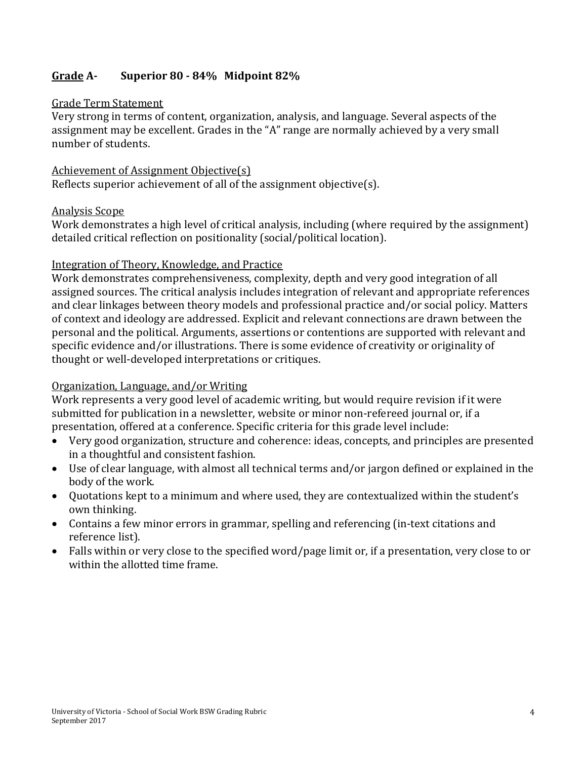## **Grade A-**	**Superior 80 - 84% Midpoint 82%**

Grade Term Statement

Very strong in terms of content, organization, analysis, and language. Several aspects of the assignment may be excellent. Grades in the "A" range are normally achieved by a very small number of students.

Achievement of Assignment Objective(s)

Reflects superior achievement of all of the assignment objective(s).

Analysis Scope

Work demonstrates a high level of critical analysis, including (where required by the assignment) detailed critical reflection on positionality (social/political location).

Integration of Theory, Knowledge, and Practice

Work demonstrates comprehensiveness, complexity, depth and very good integration of all assigned sources. The critical analysis includes integration of relevant and appropriate references and clear linkages between theory models and professional practice and/or social policy. Matters of context and ideology are addressed. Explicit and relevant connections are drawn between the personal and the political. Arguments, assertions or contentions are supported with relevant and specific evidence and/or illustrations. There is some evidence of creativity or originality of thought or well-developed interpretations or critiques.

Organization, Language, and/or Writing

Work represents a very good level of academic writing, but would require revision if it were submitted for publication in a newsletter, website or minor non-refereed journal or, if a presentation, offered at a conference. Specific criteria for this grade level include:

- Very good organization, structure and coherence: ideas, concepts, and principles are presented in a thoughtful and consistent fashion.
- Use of clear language, with almost all technical terms and/or jargon defined or explained in the body of the work.
- Quotations kept to a minimum and where used, they are contextualized within the student's own thinking.
- Contains a few minor errors in grammar, spelling and referencing (in-text citations and reference list).
- Falls within or very close to the specified word/page limit or, if a presentation, very close to or within the allotted time frame.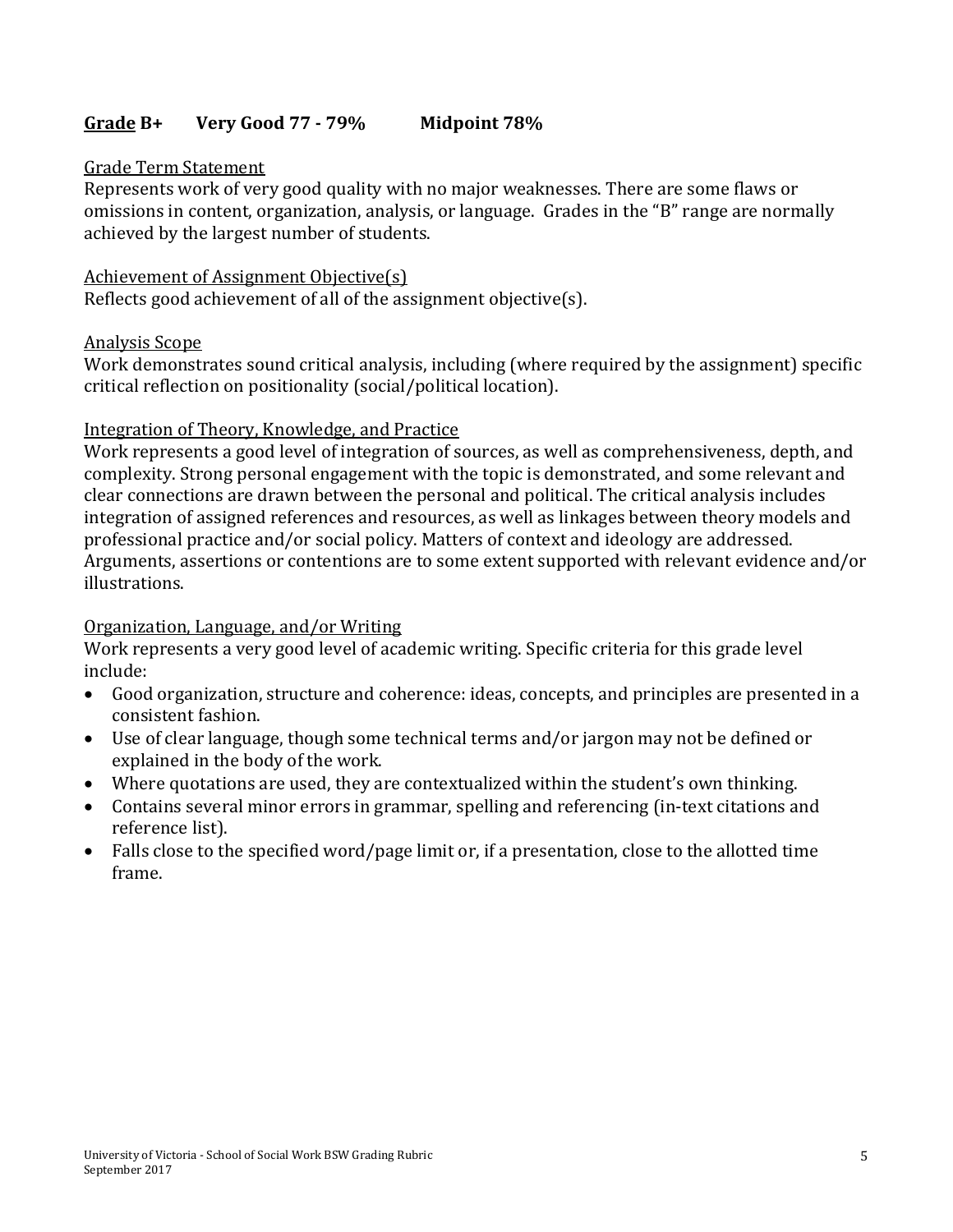## **<u>Grade</u> B+ Very Good 77 - 79% Midpoint 78%**

<u>Grade Term Statement</u>
Represents work of very good quality with no major weaknesses. There are some flaws or omissions in content, organization, analysis, or language. Grades in the "B" range are normally achieved by the largest number of students.

<u>Achievement of Assignment Objective(s)</u>
Reflects good achievement of all of the assignment objective(s).

<u>Analysis Scope</u>
Work demonstrates sound critical analysis, including (where required by the assignment) specific critical reflection on positionality (social/political location).

<u>Integration of Theory, Knowledge, and Practice</u>
Work represents a good level of integration of sources, as well as comprehensiveness, depth, and complexity. Strong personal engagement with the topic is demonstrated, and some relevant and clear connections are drawn between the personal and political. The critical analysis includes integration of assigned references and resources, as well as linkages between theory models and professional practice and/or social policy. Matters of context and ideology are addressed. Arguments, assertions or contentions are to some extent supported with relevant evidence and/or illustrations.

<u>Organization, Language, and/or Writing</u>
Work represents a very good level of academic writing. Specific criteria for this grade level include:

- Good organization, structure and coherence: ideas, concepts, and principles are presented in a consistent fashion.
- Use of clear language, though some technical terms and/or jargon may not be defined or explained in the body of the work.
- Where quotations are used, they are contextualized within the student's own thinking.
- Contains several minor errors in grammar, spelling and referencing (in-text citations and reference list).
- Falls close to the specified word/page limit or, if a presentation, close to the allotted time frame.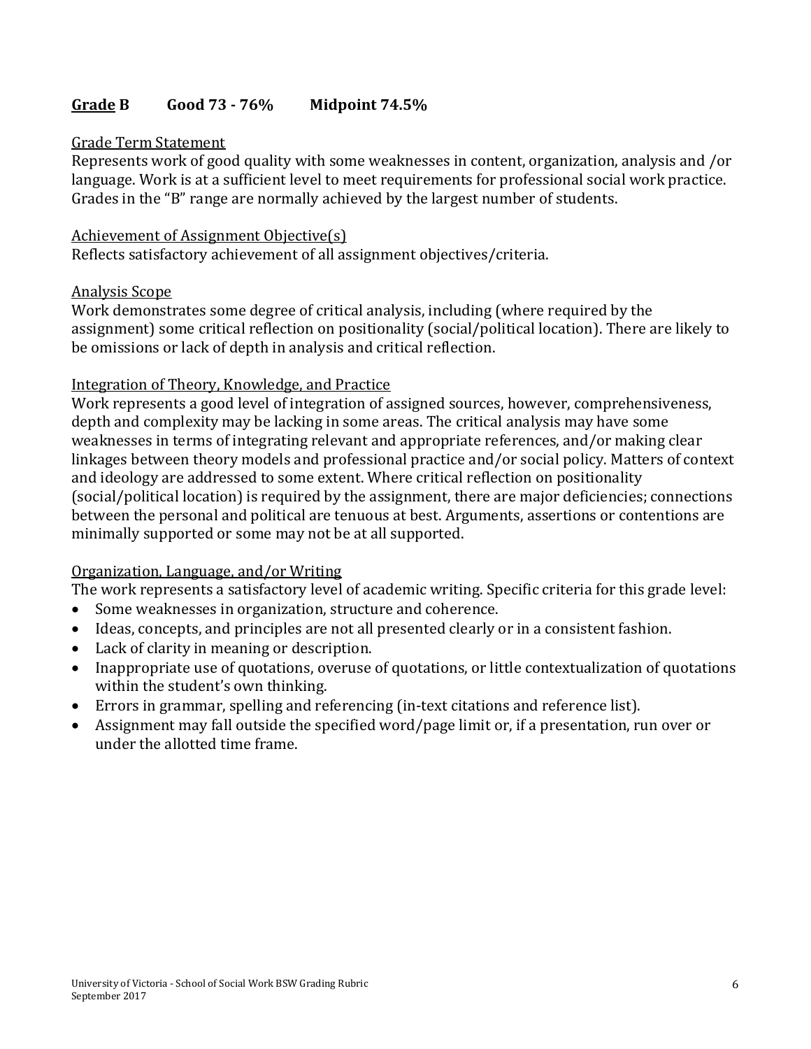**<u>Grade</u> B  Good 73 - 76%  Midpoint 74.5%**

<u>Grade Term Statement</u>
Represents work of good quality with some weaknesses in content, organization, analysis and /or language. Work is at a sufficient level to meet requirements for professional social work practice. Grades in the "B" range are normally achieved by the largest number of students.

<u>Achievement of Assignment Objective(s)</u>
Reflects satisfactory achievement of all assignment objectives/criteria.

<u>Analysis Scope</u>
Work demonstrates some degree of critical analysis, including (where required by the assignment) some critical reflection on positionality (social/political location). There are likely to be omissions or lack of depth in analysis and critical reflection.

<u>Integration of Theory, Knowledge, and Practice</u>
Work represents a good level of integration of assigned sources, however, comprehensiveness, depth and complexity may be lacking in some areas. The critical analysis may have some weaknesses in terms of integrating relevant and appropriate references, and/or making clear linkages between theory models and professional practice and/or social policy. Matters of context and ideology are addressed to some extent. Where critical reflection on positionality (social/political location) is required by the assignment, there are major deficiencies; connections between the personal and political are tenuous at best. Arguments, assertions or contentions are minimally supported or some may not be at all supported.

<u>Organization, Language, and/or Writing</u>
The work represents a satisfactory level of academic writing. Specific criteria for this grade level:

- Some weaknesses in organization, structure and coherence.
- Ideas, concepts, and principles are not all presented clearly or in a consistent fashion.
- Lack of clarity in meaning or description.
- Inappropriate use of quotations, overuse of quotations, or little contextualization of quotations within the student's own thinking.
- Errors in grammar, spelling and referencing (in-text citations and reference list).
- Assignment may fall outside the specified word/page limit or, if a presentation, run over or under the allotted time frame.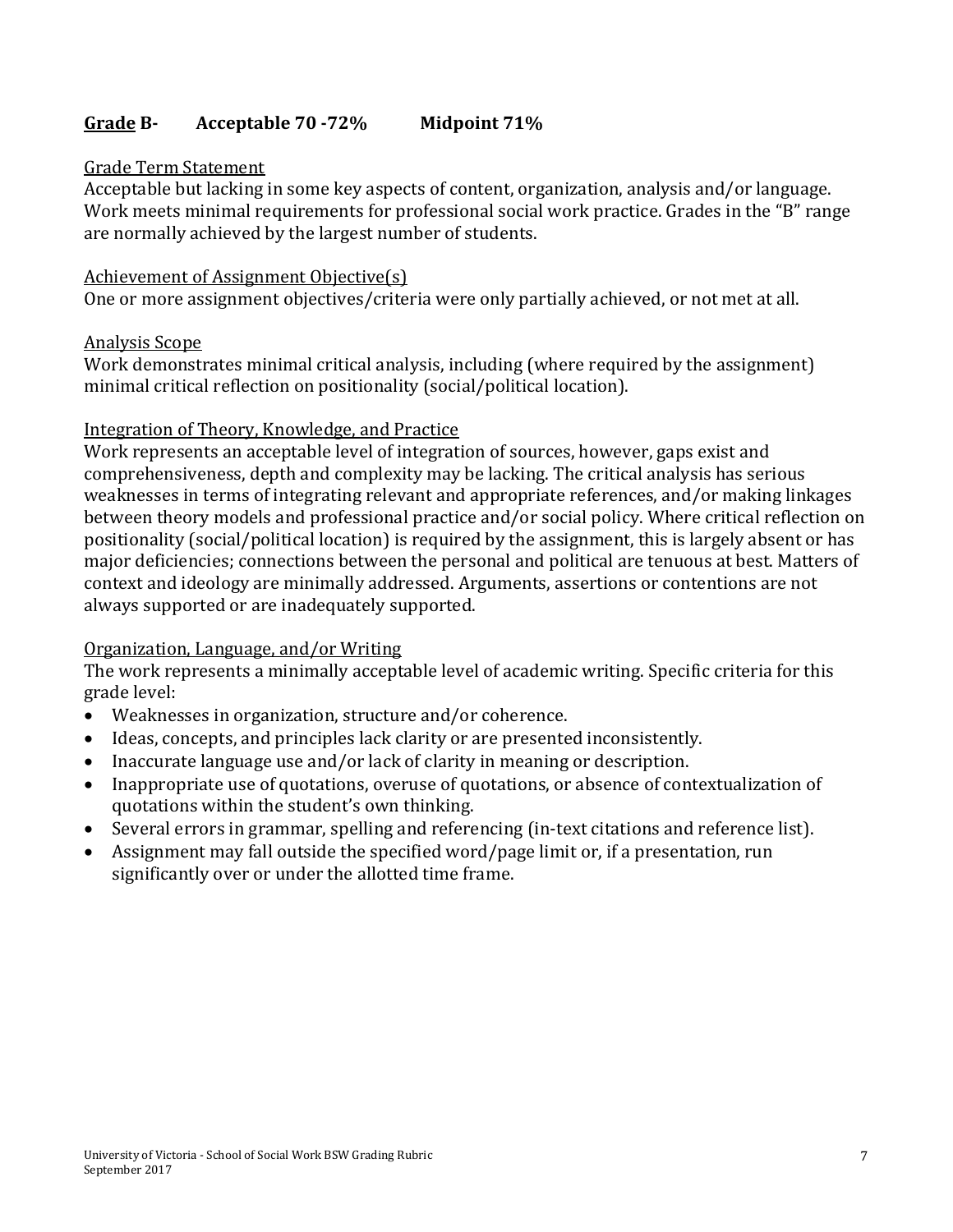## **Grade B- Acceptable 70 -72% Midpoint 71%**

Grade Term Statement

Acceptable but lacking in some key aspects of content, organization, analysis and/or language. Work meets minimal requirements for professional social work practice. Grades in the "B" range are normally achieved by the largest number of students.

Achievement of Assignment Objective(s)

One or more assignment objectives/criteria were only partially achieved, or not met at all.

Analysis Scope

Work demonstrates minimal critical analysis, including (where required by the assignment) minimal critical reflection on positionality (social/political location).

Integration of Theory, Knowledge, and Practice

Work represents an acceptable level of integration of sources, however, gaps exist and comprehensiveness, depth and complexity may be lacking. The critical analysis has serious weaknesses in terms of integrating relevant and appropriate references, and/or making linkages between theory models and professional practice and/or social policy. Where critical reflection on positionality (social/political location) is required by the assignment, this is largely absent or has major deficiencies; connections between the personal and political are tenuous at best. Matters of context and ideology are minimally addressed. Arguments, assertions or contentions are not always supported or are inadequately supported.

Organization, Language, and/or Writing

The work represents a minimally acceptable level of academic writing. Specific criteria for this grade level:

- Weaknesses in organization, structure and/or coherence.
- Ideas, concepts, and principles lack clarity or are presented inconsistently.
- Inaccurate language use and/or lack of clarity in meaning or description.
- Inappropriate use of quotations, overuse of quotations, or absence of contextualization of quotations within the student's own thinking.
- Several errors in grammar, spelling and referencing (in-text citations and reference list).
- Assignment may fall outside the specified word/page limit or, if a presentation, run significantly over or under the allotted time frame.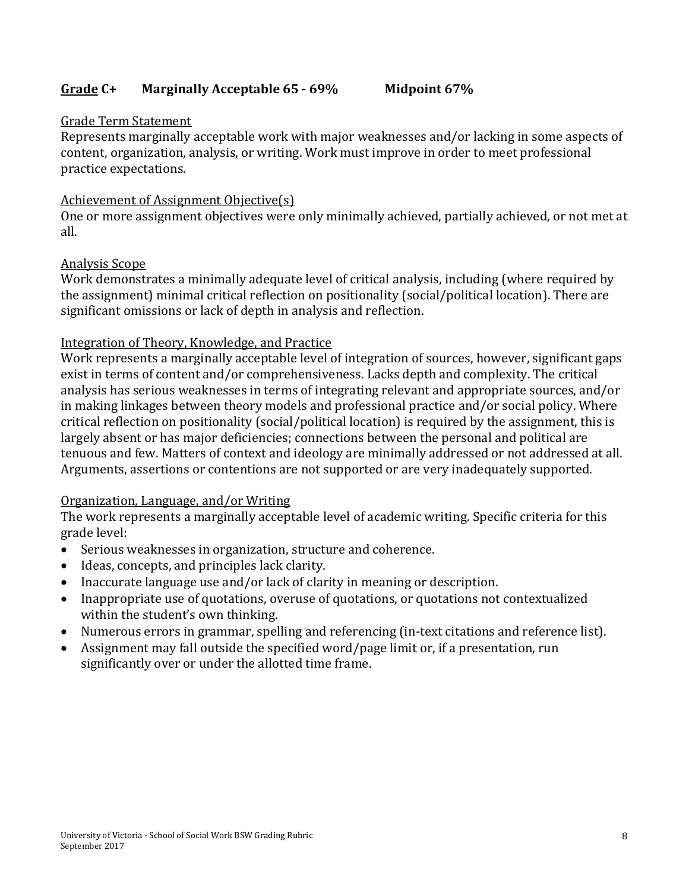## Grade C+ Marginally Acceptable 65 - 69% Midpoint 67%

Grade Term Statement

Represents marginally acceptable work with major weaknesses and/or lacking in some aspects of content, organization, analysis, or writing. Work must improve in order to meet professional practice expectations.

Achievement of Assignment Objective(s)

One or more assignment objectives were only minimally achieved, partially achieved, or not met at all.

Analysis Scope

Work demonstrates a minimally adequate level of critical analysis, including (where required by the assignment) minimal critical reflection on positionality (social/political location). There are significant omissions or lack of depth in analysis and reflection.

Integration of Theory, Knowledge, and Practice

Work represents a marginally acceptable level of integration of sources, however, significant gaps exist in terms of content and/or comprehensiveness. Lacks depth and complexity. The critical analysis has serious weaknesses in terms of integrating relevant and appropriate sources, and/or in making linkages between theory models and professional practice and/or social policy. Where critical reflection on positionality (social/political location) is required by the assignment, this is largely absent or has major deficiencies; connections between the personal and political are tenuous and few. Matters of context and ideology are minimally addressed or not addressed at all. Arguments, assertions or contentions are not supported or are very inadequately supported.

Organization, Language, and/or Writing

The work represents a marginally acceptable level of academic writing. Specific criteria for this grade level:

- Serious weaknesses in organization, structure and coherence.
- Ideas, concepts, and principles lack clarity.
- Inaccurate language use and/or lack of clarity in meaning or description.
- Inappropriate use of quotations, overuse of quotations, or quotations not contextualized within the student's own thinking.
- Numerous errors in grammar, spelling and referencing (in-text citations and reference list).
- Assignment may fall outside the specified word/page limit or, if a presentation, run significantly over or under the allotted time frame.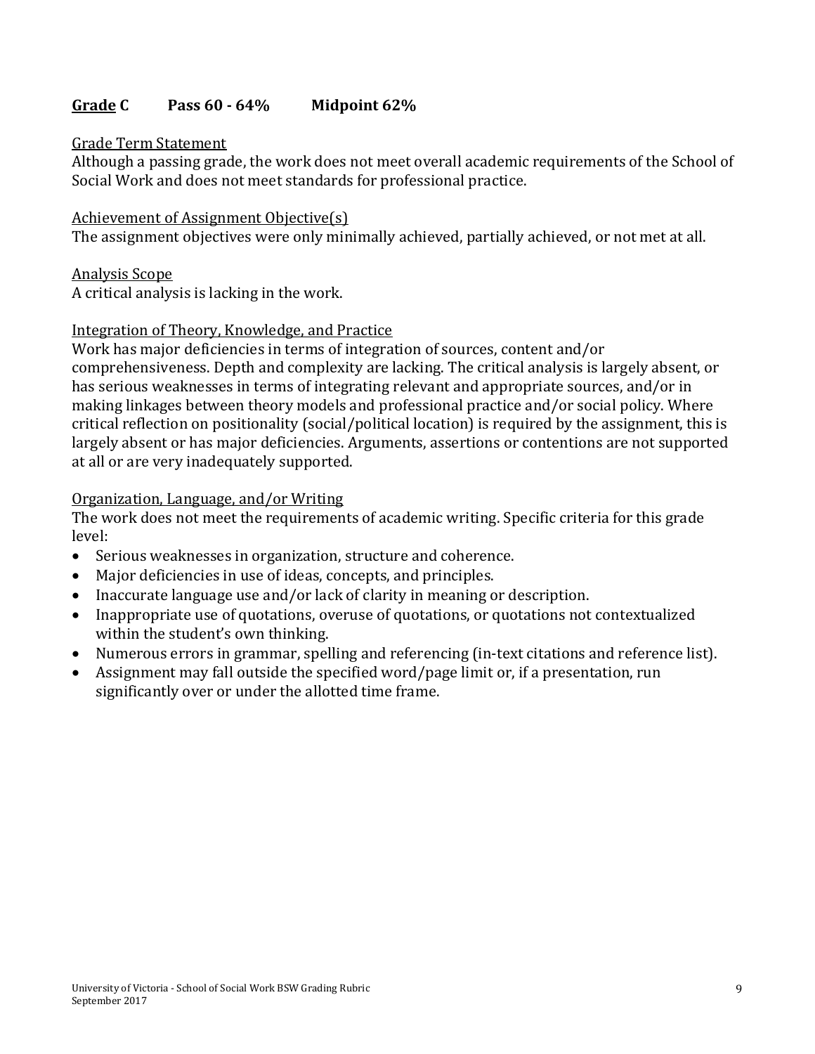**Grade C    Pass 60 - 64%    Midpoint 62%**

Grade Term Statement

Although a passing grade, the work does not meet overall academic requirements of the School of Social Work and does not meet standards for professional practice.

Achievement of Assignment Objective(s)

The assignment objectives were only minimally achieved, partially achieved, or not met at all.

Analysis Scope

A critical analysis is lacking in the work.

Integration of Theory, Knowledge, and Practice

Work has major deficiencies in terms of integration of sources, content and/or comprehensiveness. Depth and complexity are lacking. The critical analysis is largely absent, or has serious weaknesses in terms of integrating relevant and appropriate sources, and/or in making linkages between theory models and professional practice and/or social policy. Where critical reflection on positionality (social/political location) is required by the assignment, this is largely absent or has major deficiencies. Arguments, assertions or contentions are not supported at all or are very inadequately supported.

Organization, Language, and/or Writing

The work does not meet the requirements of academic writing. Specific criteria for this grade level:

- Serious weaknesses in organization, structure and coherence.
- Major deficiencies in use of ideas, concepts, and principles.
- Inaccurate language use and/or lack of clarity in meaning or description.
- Inappropriate use of quotations, overuse of quotations, or quotations not contextualized within the student's own thinking.
- Numerous errors in grammar, spelling and referencing (in-text citations and reference list).
- Assignment may fall outside the specified word/page limit or, if a presentation, run significantly over or under the allotted time frame.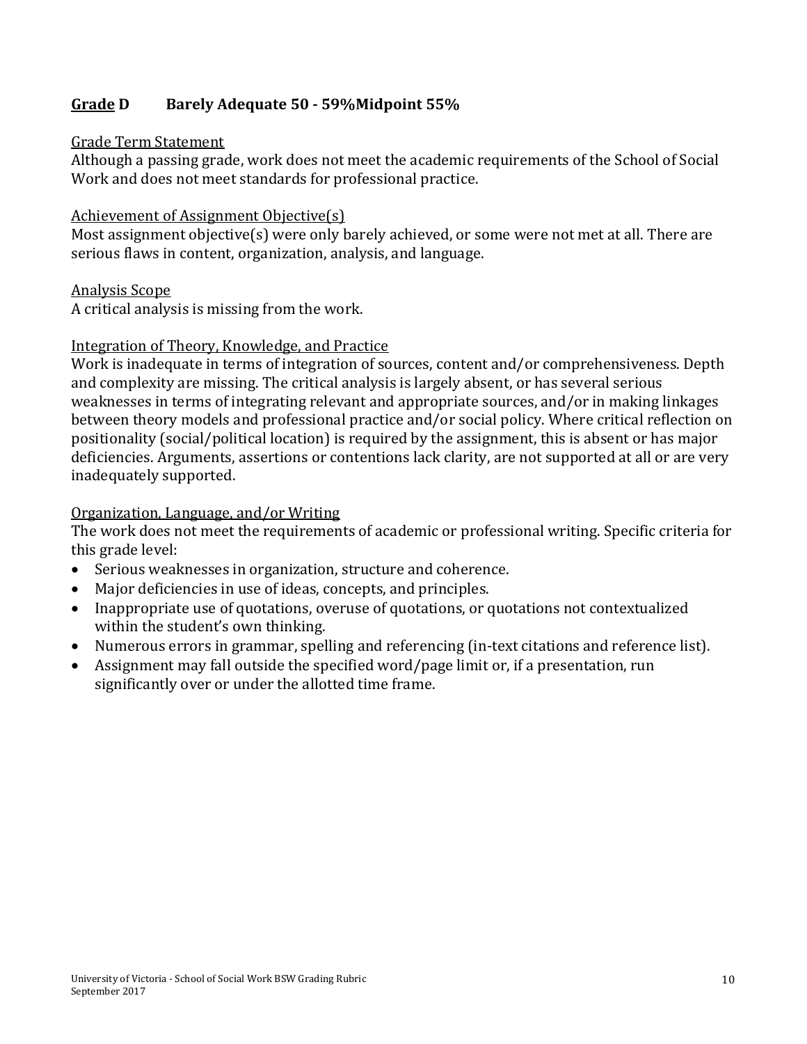## **Grade D Barely Adequate 50 - 59%Midpoint 55%**

Grade Term Statement
Although a passing grade, work does not meet the academic requirements of the School of Social Work and does not meet standards for professional practice.

Achievement of Assignment Objective(s)
Most assignment objective(s) were only barely achieved, or some were not met at all. There are serious flaws in content, organization, analysis, and language.

Analysis Scope
A critical analysis is missing from the work.

Integration of Theory, Knowledge, and Practice
Work is inadequate in terms of integration of sources, content and/or comprehensiveness. Depth and complexity are missing. The critical analysis is largely absent, or has several serious weaknesses in terms of integrating relevant and appropriate sources, and/or in making linkages between theory models and professional practice and/or social policy. Where critical reflection on positionality (social/political location) is required by the assignment, this is absent or has major deficiencies. Arguments, assertions or contentions lack clarity, are not supported at all or are very inadequately supported.

Organization, Language, and/or Writing
The work does not meet the requirements of academic or professional writing. Specific criteria for this grade level:

- Serious weaknesses in organization, structure and coherence.
- Major deficiencies in use of ideas, concepts, and principles.
- Inappropriate use of quotations, overuse of quotations, or quotations not contextualized within the student's own thinking.
- Numerous errors in grammar, spelling and referencing (in-text citations and reference list).
- Assignment may fall outside the specified word/page limit or, if a presentation, run significantly over or under the allotted time frame.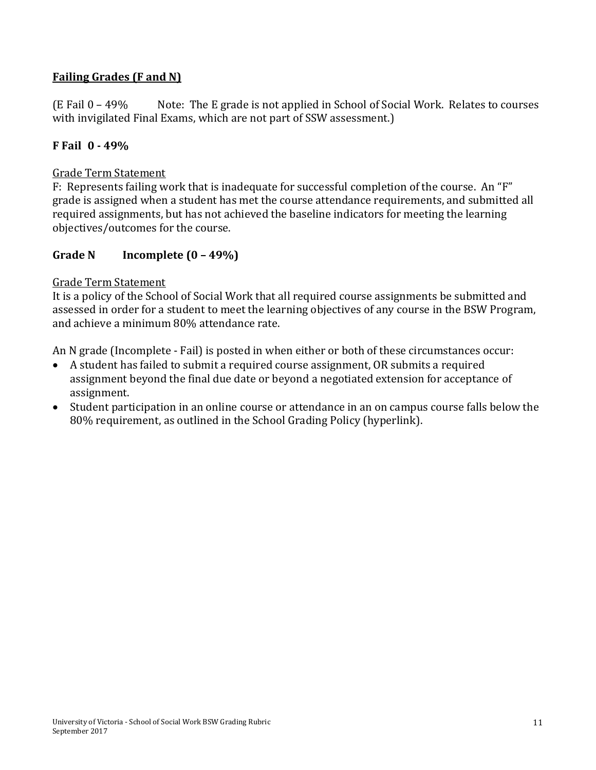## Failing Grades (F and N)

(E Fail 0 – 49%    Note: The E grade is not applied in School of Social Work. Relates to courses with invigilated Final Exams, which are not part of SSW assessment.)

### F Fail 0 - 49%

Grade Term Statement

F: Represents failing work that is inadequate for successful completion of the course. An "F" grade is assigned when a student has met the course attendance requirements, and submitted all required assignments, but has not achieved the baseline indicators for meeting the learning objectives/outcomes for the course.

### Grade N    Incomplete (0 – 49%)

Grade Term Statement

It is a policy of the School of Social Work that all required course assignments be submitted and assessed in order for a student to meet the learning objectives of any course in the BSW Program, and achieve a minimum 80% attendance rate.

An N grade (Incomplete - Fail) is posted in when either or both of these circumstances occur:

- A student has failed to submit a required course assignment, OR submits a required assignment beyond the final due date or beyond a negotiated extension for acceptance of assignment.
- Student participation in an online course or attendance in an on campus course falls below the 80% requirement, as outlined in the School Grading Policy (hyperlink).